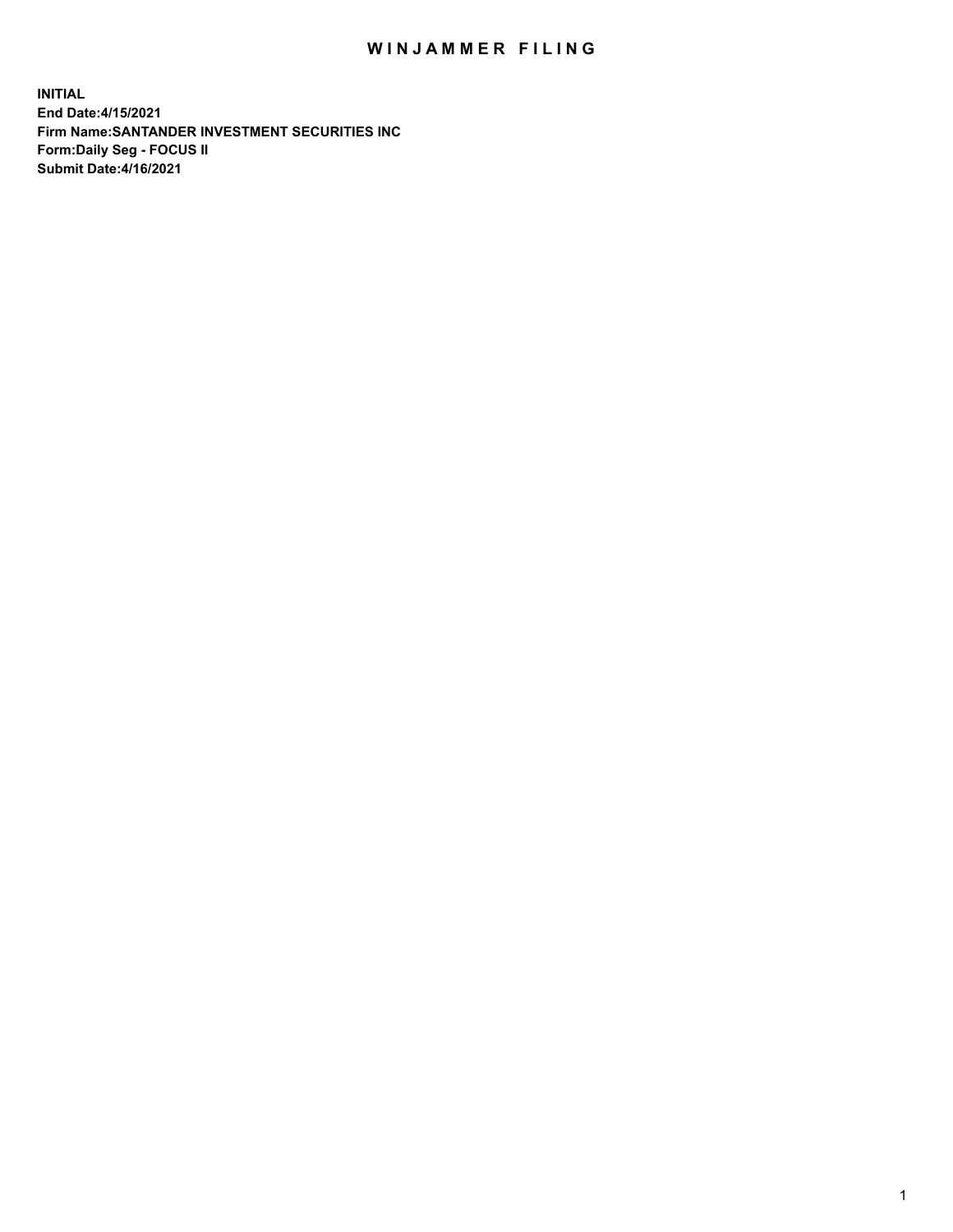# WINJAMMER FILING

**INITIAL**
**End Date:4/15/2021**
**Firm Name:SANTANDER INVESTMENT SECURITIES INC**
**Form:Daily Seg - FOCUS II**
**Submit Date:4/16/2021**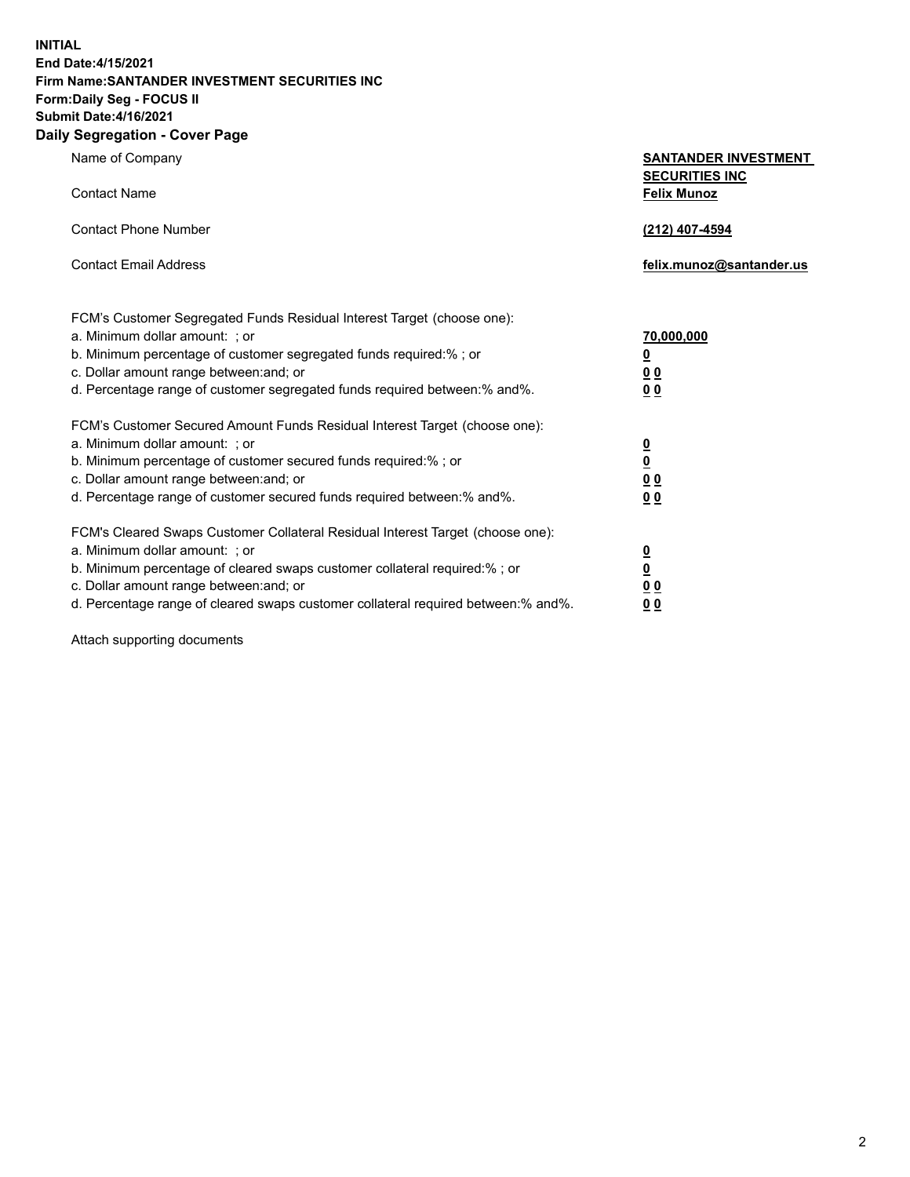**INITIAL**
**End Date:4/15/2021**
**Firm Name:SANTANDER INVESTMENT SECURITIES INC**
**Form:Daily Seg - FOCUS II**
**Submit Date:4/16/2021**

## Daily Segregation - Cover Page

| | |
|---|---|
| Name of Company | **SANTANDER INVESTMENT SECURITIES INC** |
| Contact Name | **Felix Munoz** |
| Contact Phone Number | **(212) 407-4594** |
| Contact Email Address | **felix.munoz@santander.us** |

| | |
|---|---|
| FCM's Customer Segregated Funds Residual Interest Target (choose one): | |
| a. Minimum dollar amount: ; or | **70,000,000** |
| b. Minimum percentage of customer segregated funds required:% ; or | **0** |
| c. Dollar amount range between:and; or | **0 0** |
| d. Percentage range of customer segregated funds required between:% and%. | **0 0** |
| FCM's Customer Secured Amount Funds Residual Interest Target (choose one): | |
| a. Minimum dollar amount: ; or | **0** |
| b. Minimum percentage of customer secured funds required:% ; or | **0** |
| c. Dollar amount range between:and; or | **0 0** |
| d. Percentage range of customer secured funds required between:% and%. | **0 0** |
| FCM's Cleared Swaps Customer Collateral Residual Interest Target (choose one): | |
| a. Minimum dollar amount: ; or | **0** |
| b. Minimum percentage of cleared swaps customer collateral required:% ; or | **0** |
| c. Dollar amount range between:and; or | **0 0** |
| d. Percentage range of cleared swaps customer collateral required between:% and%. | **0 0** |

Attach supporting documents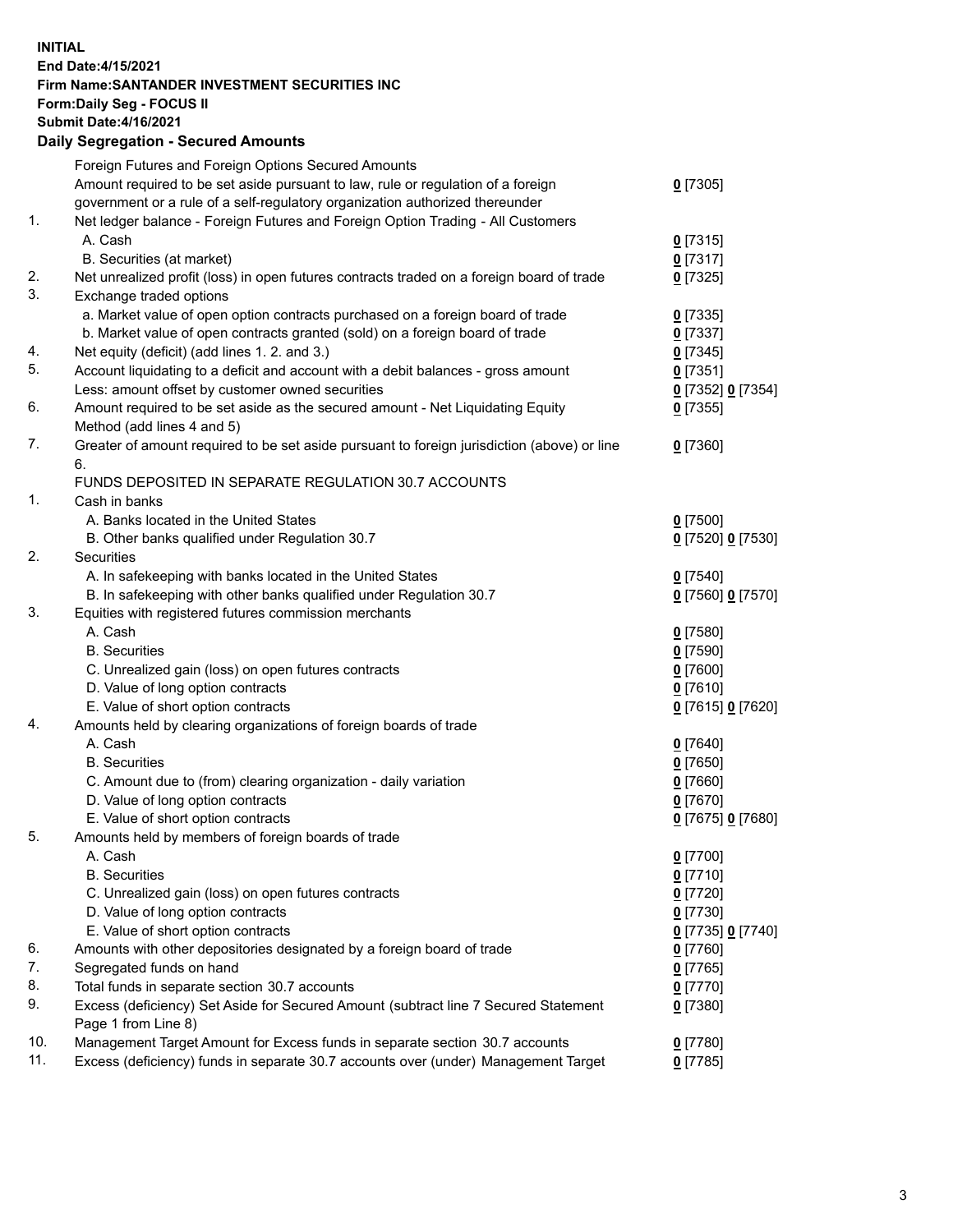**INITIAL**
**End Date:4/15/2021**
**Firm Name:SANTANDER INVESTMENT SECURITIES INC**
**Form:Daily Seg - FOCUS II**
**Submit Date:4/16/2021**

## Daily Segregation - Secured Amounts

| | | |
|---|---|---|
| | Foreign Futures and Foreign Options Secured Amounts | |
| | Amount required to be set aside pursuant to law, rule or regulation of a foreign government or a rule of a self-regulatory organization authorized thereunder | 0 [7305] |
| 1. | Net ledger balance - Foreign Futures and Foreign Option Trading - All Customers | |
| | A. Cash | 0 [7315] |
| | B. Securities (at market) | 0 [7317] |
| 2. | Net unrealized profit (loss) in open futures contracts traded on a foreign board of trade | 0 [7325] |
| 3. | Exchange traded options | |
| | a. Market value of open option contracts purchased on a foreign board of trade | 0 [7335] |
| | b. Market value of open contracts granted (sold) on a foreign board of trade | 0 [7337] |
| 4. | Net equity (deficit) (add lines 1. 2. and 3.) | 0 [7345] |
| 5. | Account liquidating to a deficit and account with a debit balances - gross amount | 0 [7351] |
| | Less: amount offset by customer owned securities | 0 [7352] 0 [7354] |
| 6. | Amount required to be set aside as the secured amount - Net Liquidating Equity Method (add lines 4 and 5) | 0 [7355] |
| 7. | Greater of amount required to be set aside pursuant to foreign jurisdiction (above) or line 6. | 0 [7360] |
| | FUNDS DEPOSITED IN SEPARATE REGULATION 30.7 ACCOUNTS | |
| 1. | Cash in banks | |
| | A. Banks located in the United States | 0 [7500] |
| | B. Other banks qualified under Regulation 30.7 | 0 [7520] 0 [7530] |
| 2. | Securities | |
| | A. In safekeeping with banks located in the United States | 0 [7540] |
| | B. In safekeeping with other banks qualified under Regulation 30.7 | 0 [7560] 0 [7570] |
| 3. | Equities with registered futures commission merchants | |
| | A. Cash | 0 [7580] |
| | B. Securities | 0 [7590] |
| | C. Unrealized gain (loss) on open futures contracts | 0 [7600] |
| | D. Value of long option contracts | 0 [7610] |
| | E. Value of short option contracts | 0 [7615] 0 [7620] |
| 4. | Amounts held by clearing organizations of foreign boards of trade | |
| | A. Cash | 0 [7640] |
| | B. Securities | 0 [7650] |
| | C. Amount due to (from) clearing organization - daily variation | 0 [7660] |
| | D. Value of long option contracts | 0 [7670] |
| | E. Value of short option contracts | 0 [7675] 0 [7680] |
| 5. | Amounts held by members of foreign boards of trade | |
| | A. Cash | 0 [7700] |
| | B. Securities | 0 [7710] |
| | C. Unrealized gain (loss) on open futures contracts | 0 [7720] |
| | D. Value of long option contracts | 0 [7730] |
| | E. Value of short option contracts | 0 [7735] 0 [7740] |
| 6. | Amounts with other depositories designated by a foreign board of trade | 0 [7760] |
| 7. | Segregated funds on hand | 0 [7765] |
| 8. | Total funds in separate section 30.7 accounts | 0 [7770] |
| 9. | Excess (deficiency) Set Aside for Secured Amount (subtract line 7 Secured Statement Page 1 from Line 8) | 0 [7380] |
| 10. | Management Target Amount for Excess funds in separate section 30.7 accounts | 0 [7780] |
| 11. | Excess (deficiency) funds in separate 30.7 accounts over (under) Management Target | 0 [7785] |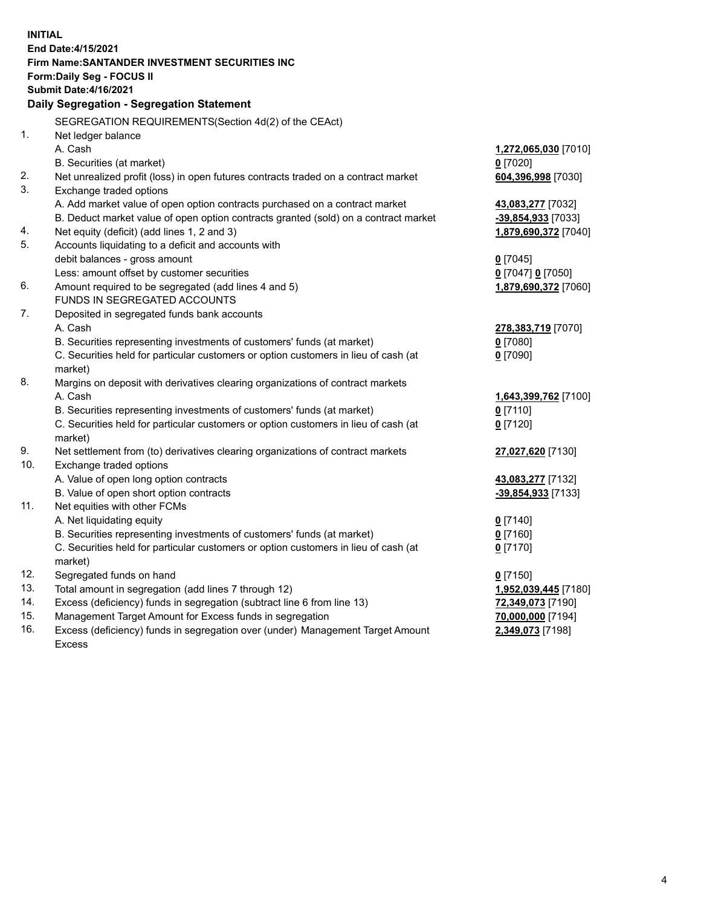**INITIAL**
**End Date:4/15/2021**
**Firm Name:SANTANDER INVESTMENT SECURITIES INC**
**Form:Daily Seg - FOCUS II**
**Submit Date:4/16/2021**

## Daily Segregation - Segregation Statement

SEGREGATION REQUIREMENTS(Section 4d(2) of the CEAct)

| | | |
|---|---|---|
| 1. | Net ledger balance | |
| | A. Cash | **1,272,065,030** [7010] |
| | B. Securities (at market) | **0** [7020] |
| 2. | Net unrealized profit (loss) in open futures contracts traded on a contract market | **604,396,998** [7030] |
| 3. | Exchange traded options | |
| | A. Add market value of open option contracts purchased on a contract market | **43,083,277** [7032] |
| | B. Deduct market value of open option contracts granted (sold) on a contract market | **-39,854,933** [7033] |
| 4. | Net equity (deficit) (add lines 1, 2 and 3) | **1,879,690,372** [7040] |
| 5. | Accounts liquidating to a deficit and accounts with debit balances - gross amount | **0** [7045] |
| | Less: amount offset by customer securities | **0** [7047] **0** [7050] |
| 6. | Amount required to be segregated (add lines 4 and 5) | **1,879,690,372** [7060] |
| | FUNDS IN SEGREGATED ACCOUNTS | |
| 7. | Deposited in segregated funds bank accounts | |
| | A. Cash | **278,383,719** [7070] |
| | B. Securities representing investments of customers' funds (at market) | **0** [7080] |
| | C. Securities held for particular customers or option customers in lieu of cash (at market) | **0** [7090] |
| 8. | Margins on deposit with derivatives clearing organizations of contract markets | |
| | A. Cash | **1,643,399,762** [7100] |
| | B. Securities representing investments of customers' funds (at market) | **0** [7110] |
| | C. Securities held for particular customers or option customers in lieu of cash (at market) | **0** [7120] |
| 9. | Net settlement from (to) derivatives clearing organizations of contract markets | **27,027,620** [7130] |
| 10. | Exchange traded options | |
| | A. Value of open long option contracts | **43,083,277** [7132] |
| | B. Value of open short option contracts | **-39,854,933** [7133] |
| 11. | Net equities with other FCMs | |
| | A. Net liquidating equity | **0** [7140] |
| | B. Securities representing investments of customers' funds (at market) | **0** [7160] |
| | C. Securities held for particular customers or option customers in lieu of cash (at market) | **0** [7170] |
| 12. | Segregated funds on hand | **0** [7150] |
| 13. | Total amount in segregation (add lines 7 through 12) | **1,952,039,445** [7180] |
| 14. | Excess (deficiency) funds in segregation (subtract line 6 from line 13) | **72,349,073** [7190] |
| 15. | Management Target Amount for Excess funds in segregation | **70,000,000** [7194] |
| 16. | Excess (deficiency) funds in segregation over (under) Management Target Amount Excess | **2,349,073** [7198] |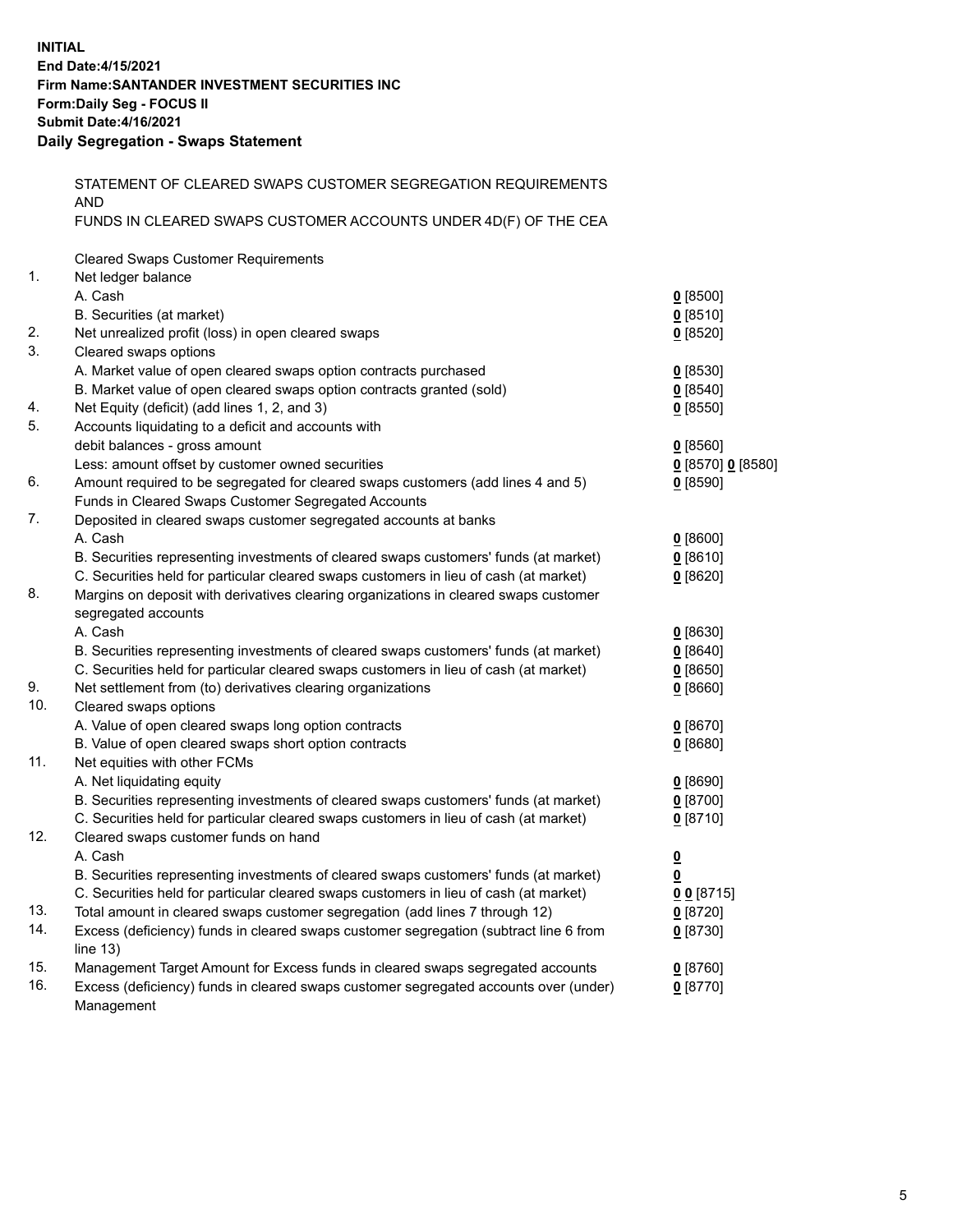**INITIAL**
**End Date:4/15/2021**
**Firm Name:SANTANDER INVESTMENT SECURITIES INC**
**Form:Daily Seg - FOCUS II**
**Submit Date:4/16/2021**
**Daily Segregation - Swaps Statement**

STATEMENT OF CLEARED SWAPS CUSTOMER SEGREGATION REQUIREMENTS AND FUNDS IN CLEARED SWAPS CUSTOMER ACCOUNTS UNDER 4D(F) OF THE CEA

| | | |
|---|---|---|
| | Cleared Swaps Customer Requirements | |
| 1. | Net ledger balance | |
| | A. Cash | 0 [8500] |
| | B. Securities (at market) | 0 [8510] |
| 2. | Net unrealized profit (loss) in open cleared swaps | 0 [8520] |
| 3. | Cleared swaps options | |
| | A. Market value of open cleared swaps option contracts purchased | 0 [8530] |
| | B. Market value of open cleared swaps option contracts granted (sold) | 0 [8540] |
| 4. | Net Equity (deficit) (add lines 1, 2, and 3) | 0 [8550] |
| 5. | Accounts liquidating to a deficit and accounts with debit balances - gross amount | 0 [8560] |
| | Less: amount offset by customer owned securities | 0 [8570] 0 [8580] |
| 6. | Amount required to be segregated for cleared swaps customers (add lines 4 and 5) | 0 [8590] |
| | Funds in Cleared Swaps Customer Segregated Accounts | |
| 7. | Deposited in cleared swaps customer segregated accounts at banks | |
| | A. Cash | 0 [8600] |
| | B. Securities representing investments of cleared swaps customers' funds (at market) | 0 [8610] |
| | C. Securities held for particular cleared swaps customers in lieu of cash (at market) | 0 [8620] |
| 8. | Margins on deposit with derivatives clearing organizations in cleared swaps customer segregated accounts | |
| | A. Cash | 0 [8630] |
| | B. Securities representing investments of cleared swaps customers' funds (at market) | 0 [8640] |
| | C. Securities held for particular cleared swaps customers in lieu of cash (at market) | 0 [8650] |
| 9. | Net settlement from (to) derivatives clearing organizations | 0 [8660] |
| 10. | Cleared swaps options | |
| | A. Value of open cleared swaps long option contracts | 0 [8670] |
| | B. Value of open cleared swaps short option contracts | 0 [8680] |
| 11. | Net equities with other FCMs | |
| | A. Net liquidating equity | 0 [8690] |
| | B. Securities representing investments of cleared swaps customers' funds (at market) | 0 [8700] |
| | C. Securities held for particular cleared swaps customers in lieu of cash (at market) | 0 [8710] |
| 12. | Cleared swaps customer funds on hand | |
| | A. Cash | 0 |
| | B. Securities representing investments of cleared swaps customers' funds (at market) | 0 |
| | C. Securities held for particular cleared swaps customers in lieu of cash (at market) | 0 0 [8715] |
| 13. | Total amount in cleared swaps customer segregation (add lines 7 through 12) | 0 [8720] |
| 14. | Excess (deficiency) funds in cleared swaps customer segregation (subtract line 6 from line 13) | 0 [8730] |
| 15. | Management Target Amount for Excess funds in cleared swaps segregated accounts | 0 [8760] |
| 16. | Excess (deficiency) funds in cleared swaps customer segregated accounts over (under) Management | 0 [8770] |